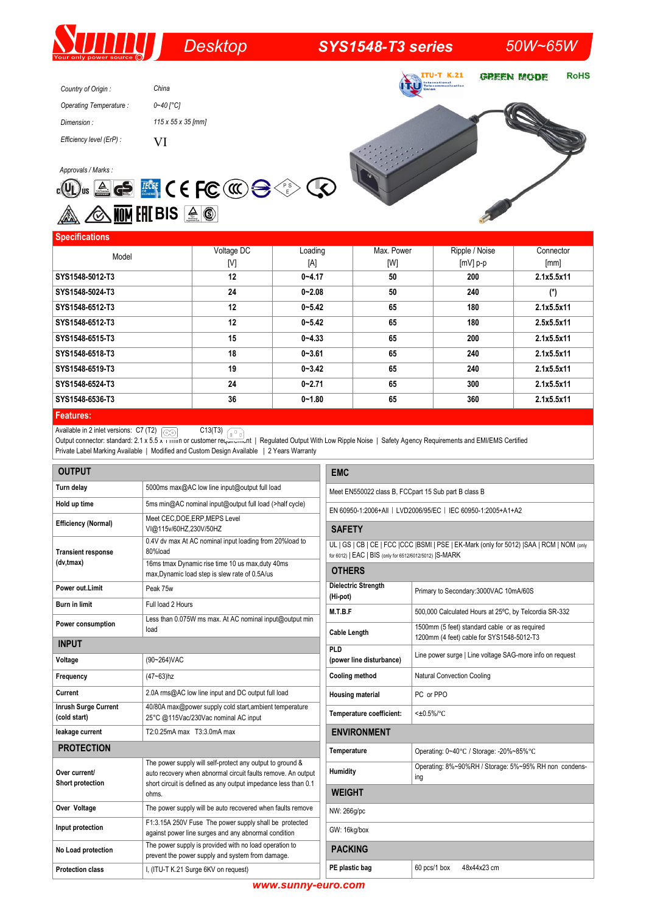# Sunny — Desktop — SYS1548-T3 series — 50W~65W

*Your only power source*

| | |
|---|---|
| *Country of Origin :* | *China* |
| *Operating Temperature :* | *0~40 [°C]* |
| *Dimension :* | *115 x 55 x 35 [mm]* |
| *Efficiency level (ErP) :* | VI |

*Approvals / Marks :*

ITU-T K.21 | GREEN MODE | RoHS

## Specifications

| Model | Voltage DC [V] | Loading [A] | Max. Power [W] | Ripple / Noise [mV] p-p | Connector [mm] |
|---|---|---|---|---|---|
| **SYS1548-5012-T3** | **12** | **0~4.17** | **50** | **200** | **2.1x5.5x11** |
| **SYS1548-5024-T3** | **24** | **0~2.08** | **50** | **240** | **(*)** |
| **SYS1548-6512-T3** | **12** | **0~5.42** | **65** | **180** | **2.1x5.5x11** |
| **SYS1548-6512-T3** | **12** | **0~5.42** | **65** | **180** | **2.5x5.5x11** |
| **SYS1548-6515-T3** | **15** | **0~4.33** | **65** | **200** | **2.1x5.5x11** |
| **SYS1548-6518-T3** | **18** | **0~3.61** | **65** | **240** | **2.1x5.5x11** |
| **SYS1548-6519-T3** | **19** | **0~3.42** | **65** | **240** | **2.1x5.5x11** |
| **SYS1548-6524-T3** | **24** | **0~2.71** | **65** | **300** | **2.1x5.5x11** |
| **SYS1548-6536-T3** | **36** | **0~1.80** | **65** | **360** | **2.1x5.5x11** |

## Features:

Available in 2 inlet versions: C7 (T2) C13(T3)
Output connector: standard: 2.1 x 5.5 x 11mm or customer requirement | Regulated Output With Low Ripple Noise | Safety Agency Requirements and EMI/EMS Certified
Private Label Marking Available | Modified and Custom Design Available | 2 Years Warranty

## OUTPUT

| | |
|---|---|
| **Turn delay** | 5000ms max@AC low line input@output full load |
| **Hold up time** | 5ms min@AC nominal input@output full load (>half cycle) |
| **Efficiency (Normal)** | Meet CEC,DOE,ERP,MEPS Level VI@115v/60HZ,230V/50HZ |
| **Transient response (dv,tmax)** | 0.4V dv max At AC nominal input loading from 20%load to 80%load; 16ms tmax Dynamic rise time 10 us max,duty 40ms max,Dynamic load step is slew rate of 0.5A/us |
| **Power out.Limit** | Peak 75w |
| **Burn in limit** | Full load 2 Hours |
| **Power consumption** | Less than 0.075W ms max. At AC nominal input@output min load |

## INPUT

| | |
|---|---|
| **Voltage** | (90~264)VAC |
| **Frequency** | (47~63)hz |
| **Current** | 2.0A rms@AC low line input and DC output full load |
| **Inrush Surge Current (cold start)** | 40/80A max@power supply cold start,ambient temperature 25°C @115Vac/230Vac nominal AC input |
| **leakage current** | T2:0.25mA max T3:3.0mA max |

## PROTECTION

| | |
|---|---|
| **Over current/ Short protection** | The power supply will self-protect any output to ground & auto recovery when abnormal circuit faults remove. An output short circuit is defined as any output impedance less than 0.1 ohms. |
| **Over Voltage** | The power supply will be auto recovered when faults remove |
| **Input protection** | F1:3.15A 250V Fuse The power supply shall be protected against power line surges and any abnormal condition |
| **No Load protection** | The power supply is provided with no load operation to prevent the power supply and system from damage. |
| **Protection class** | I, (ITU-T K.21 Surge 6KV on request) |

## EMC

Meet EN550022 class B, FCCpart 15 Sub part B class B

EN 60950-1:2006+All | LVD2006/95/EC | IEC 60950-1:2005+A1+A2

## SAFETY

UL | GS | CB | CE | FCC |CCC |BSMI | PSE | EK-Mark (only for 5012) |SAA | RCM | NOM (only for 6012) | EAC | BIS (only for 6512/6012/5012) |S-MARK

## OTHERS

| | |
|---|---|
| **Dielectric Strength (Hi-pot)** | Primary to Secondary:3000VAC 10mA/60S |
| **M.T.B.F** | 500,000 Calculated Hours at 25°C, by Telcordia SR-332 |
| **Cable Length** | 1500mm (5 feet) standard cable or as required; 1200mm (4 feet) cable for SYS1548-5012-T3 |
| **PLD (power line disturbance)** | Line power surge \| Line voltage SAG-more info on request |
| **Cooling method** | Natural Convection Cooling |
| **Housing material** | PC or PPO |
| **Temperature coefficient:** | <±0.5%/°C |

## ENVIRONMENT

| | |
|---|---|
| **Temperature** | Operating: 0~40℃ / Storage: -20%~85%℃ |
| **Humidity** | Operating: 8%~90%RH / Storage: 5%~95% RH non condens-ing |

## WEIGHT

NW: 266g/pc

GW: 16kg/box

## PACKING

| | | |
|---|---|---|
| **PE plastic bag** | 60 pcs/1 box | 48x44x23 cm |

www.sunny-euro.com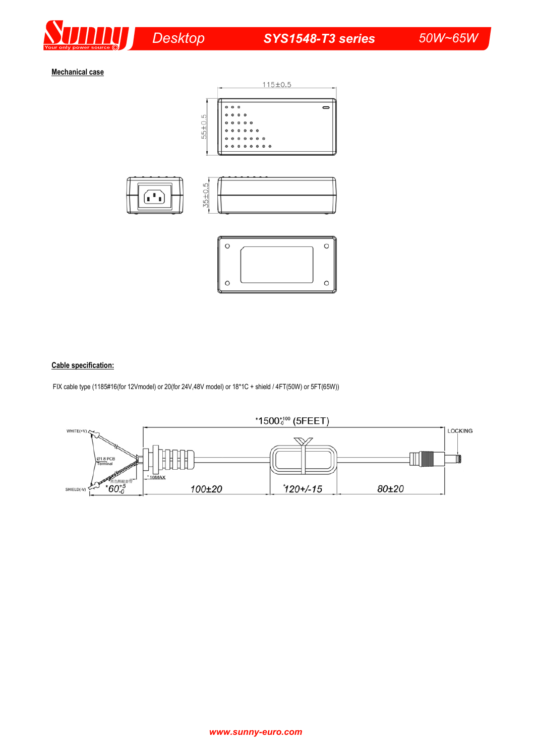**Mechanical case**

115±0.5

55±0.5

35±0.5

**Cable specification:**

FIX cable type (1185#16(for 12Vmodel) or 20(for 24V,48V model) or 18*1C + shield / 4FT(50W) or 5FT(65W))

*1500$^{+100}_{-0}$ (5FEET)

WHITE(+V)

Ø1.8 PCB Terminal

SHIELD(-V)

黑色熱縮套管

*60$^{+5}_{-0}$

*10MAX

100±20

*120+/-15

80±20

LOCKING

www.sunny-euro.com